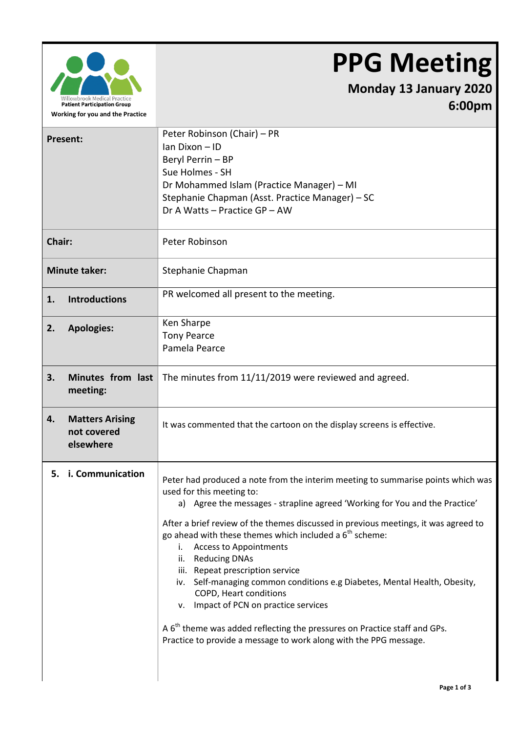Willowbrook Medical Practice
Patient Participation Group
Working for you and the Practice

# PPG Meeting

**Monday 13 January 2020**
**6:00pm**

| | |
|---|---|
| **Present:** | Peter Robinson (Chair) – PR<br>Ian Dixon – ID<br>Beryl Perrin – BP<br>Sue Holmes - SH<br>Dr Mohammed Islam (Practice Manager) – MI<br>Stephanie Chapman (Asst. Practice Manager) – SC<br>Dr A Watts – Practice GP – AW |
| **Chair:** | Peter Robinson |
| **Minute taker:** | Stephanie Chapman |
| **1. Introductions** | PR welcomed all present to the meeting. |
| **2. Apologies:** | Ken Sharpe<br>Tony Pearce<br>Pamela Pearce |
| **3. Minutes from last meeting:** | The minutes from 11/11/2019 were reviewed and agreed. |
| **4. Matters Arising not covered elsewhere** | It was commented that the cartoon on the display screens is effective. |
| **5. i. Communication** | Peter had produced a note from the interim meeting to summarise points which was used for this meeting to:<br>a) Agree the messages - strapline agreed 'Working for You and the Practice'<br><br>After a brief review of the themes discussed in previous meetings, it was agreed to go ahead with these themes which included a 6th scheme:<br>i. Access to Appointments<br>ii. Reducing DNAs<br>iii. Repeat prescription service<br>iv. Self-managing common conditions e.g Diabetes, Mental Health, Obesity, COPD, Heart conditions<br>v. Impact of PCN on practice services<br><br>A 6th theme was added reflecting the pressures on Practice staff and GPs. Practice to provide a message to work along with the PPG message. |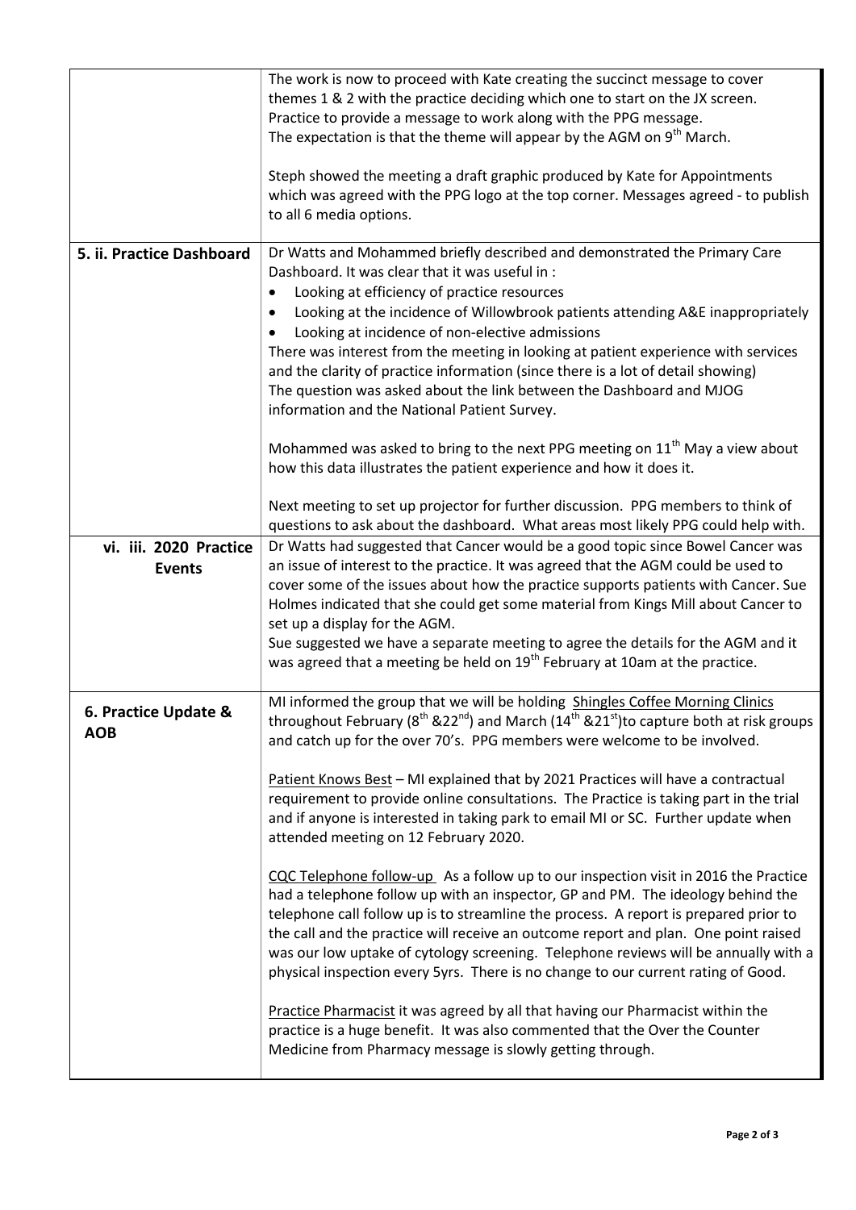| | |
|---|---|
| | The work is now to proceed with Kate creating the succinct message to cover themes 1 & 2 with the practice deciding which one to start on the JX screen. Practice to provide a message to work along with the PPG message. The expectation is that the theme will appear by the AGM on 9th March.<br><br>Steph showed the meeting a draft graphic produced by Kate for Appointments which was agreed with the PPG logo at the top corner. Messages agreed - to publish to all 6 media options. |
| **5. ii. Practice Dashboard** | Dr Watts and Mohammed briefly described and demonstrated the Primary Care Dashboard. It was clear that it was useful in :<br>• Looking at efficiency of practice resources<br>• Looking at the incidence of Willowbrook patients attending A&E inappropriately<br>• Looking at incidence of non-elective admissions<br>There was interest from the meeting in looking at patient experience with services and the clarity of practice information (since there is a lot of detail showing)<br>The question was asked about the link between the Dashboard and MJOG information and the National Patient Survey.<br><br>Mohammed was asked to bring to the next PPG meeting on 11th May a view about how this data illustrates the patient experience and how it does it.<br><br>Next meeting to set up projector for further discussion. PPG members to think of questions to ask about the dashboard. What areas most likely PPG could help with. |
| **vi. iii. 2020 Practice Events** | Dr Watts had suggested that Cancer would be a good topic since Bowel Cancer was an issue of interest to the practice. It was agreed that the AGM could be used to cover some of the issues about how the practice supports patients with Cancer. Sue Holmes indicated that she could get some material from Kings Mill about Cancer to set up a display for the AGM.<br>Sue suggested we have a separate meeting to agree the details for the AGM and it was agreed that a meeting be held on 19th February at 10am at the practice. |
| **6. Practice Update & AOB** | MI informed the group that we will be holding Shingles Coffee Morning Clinics throughout February (8th &22nd) and March (14th &21st)to capture both at risk groups and catch up for the over 70's. PPG members were welcome to be involved.<br><br>Patient Knows Best – MI explained that by 2021 Practices will have a contractual requirement to provide online consultations. The Practice is taking part in the trial and if anyone is interested in taking park to email MI or SC. Further update when attended meeting on 12 February 2020.<br><br>CQC Telephone follow-up As a follow up to our inspection visit in 2016 the Practice had a telephone follow up with an inspector, GP and PM. The ideology behind the telephone call follow up is to streamline the process. A report is prepared prior to the call and the practice will receive an outcome report and plan. One point raised was our low uptake of cytology screening. Telephone reviews will be annually with a physical inspection every 5yrs. There is no change to our current rating of Good.<br><br>Practice Pharmacist it was agreed by all that having our Pharmacist within the practice is a huge benefit. It was also commented that the Over the Counter Medicine from Pharmacy message is slowly getting through. |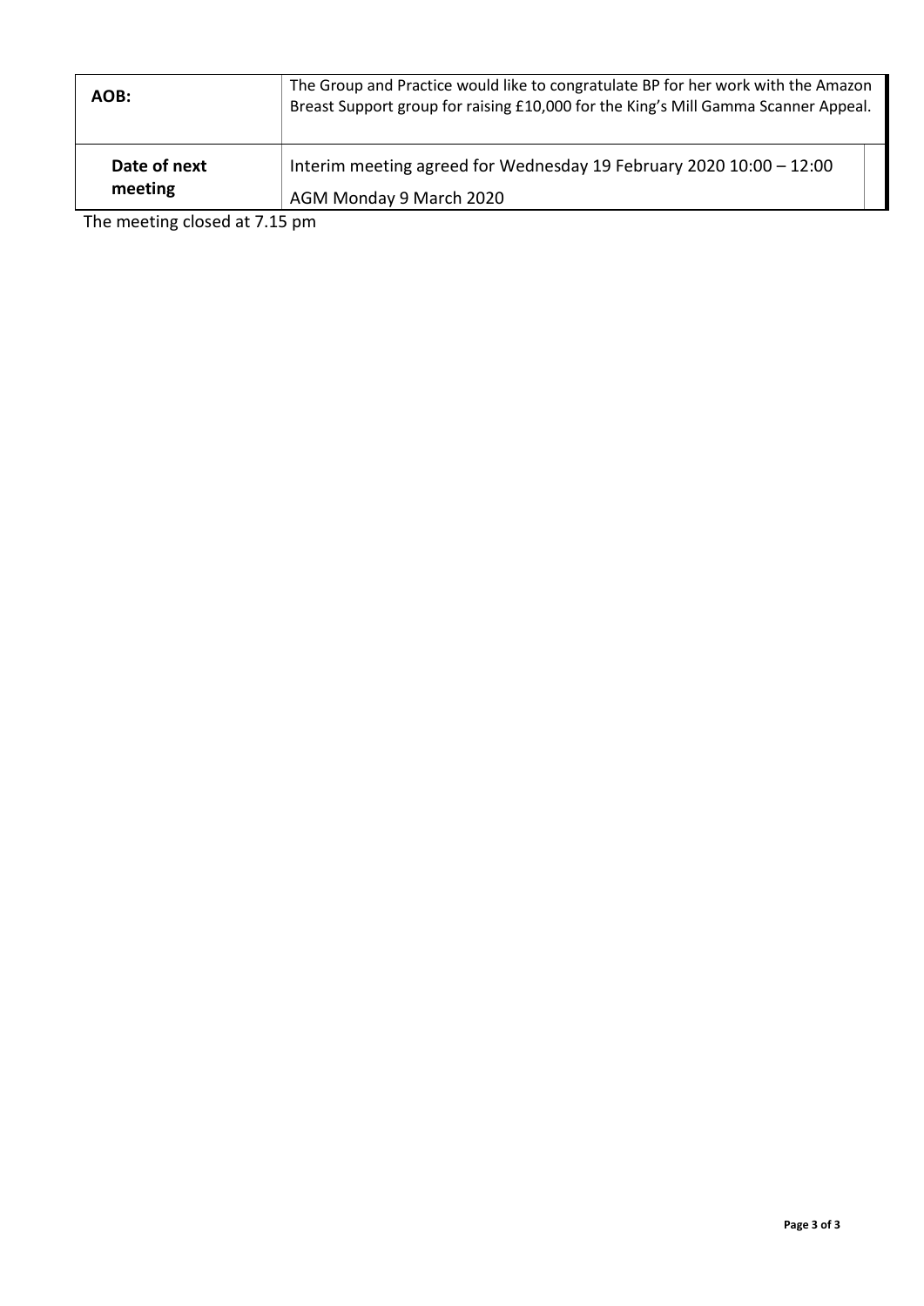| | |
|---|---|
| **AOB:** | The Group and Practice would like to congratulate BP for her work with the Amazon Breast Support group for raising £10,000 for the King's Mill Gamma Scanner Appeal. |
| **Date of next meeting** | Interim meeting agreed for Wednesday 19 February 2020 10:00 – 12:00<br>AGM Monday 9 March 2020 |

The meeting closed at 7.15 pm